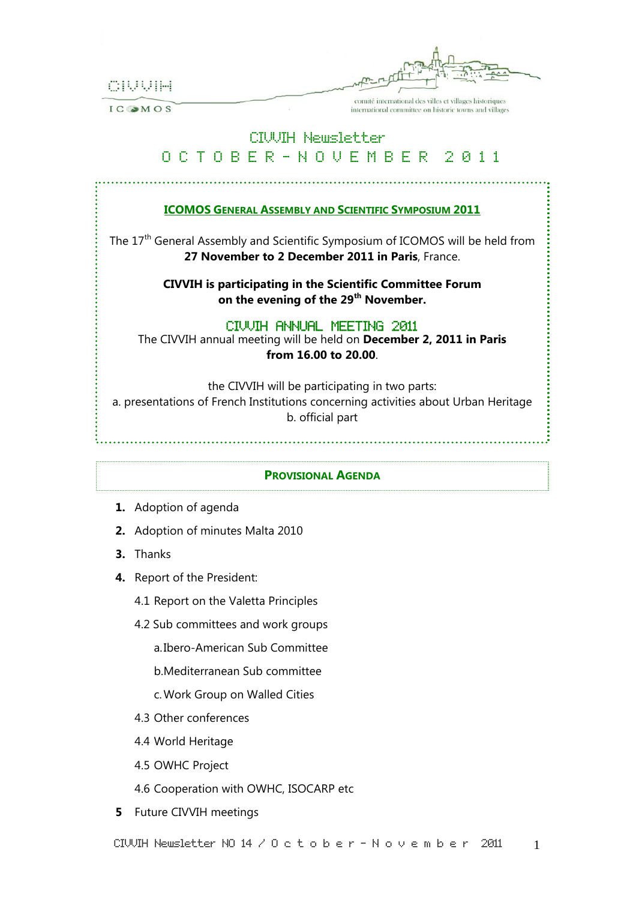CIVVIH

ICOMOS

comité international des villes et villages historiques
international committee on historic towns and villages

# CIVVIH Newsletter
# OCTOBER-NOVEMBER 2011

## ICOMOS GENERAL ASSEMBLY AND SCIENTIFIC SYMPOSIUM 2011

The 17th General Assembly and Scientific Symposium of ICOMOS will be held from **27 November to 2 December 2011 in Paris**, France.

**CIVVIH is participating in the Scientific Committee Forum on the evening of the 29th November.**

## CIVVIH ANNUAL MEETING 2011

The CIVVIH annual meeting will be held on **December 2, 2011 in Paris from 16.00 to 20.00**.

the CIVVIH will be participating in two parts:
a. presentations of French Institutions concerning activities about Urban Heritage
b. official part

## PROVISIONAL AGENDA

1. Adoption of agenda
2. Adoption of minutes Malta 2010
3. Thanks
4. Report of the President:
   - 4.1 Report on the Valetta Principles
   - 4.2 Sub committees and work groups
     - a. Ibero-American Sub Committee
     - b. Mediterranean Sub committee
     - c. Work Group on Walled Cities
   - 4.3 Other conferences
   - 4.4 World Heritage
   - 4.5 OWHC Project
   - 4.6 Cooperation with OWHC, ISOCARP etc
5. Future CIVVIH meetings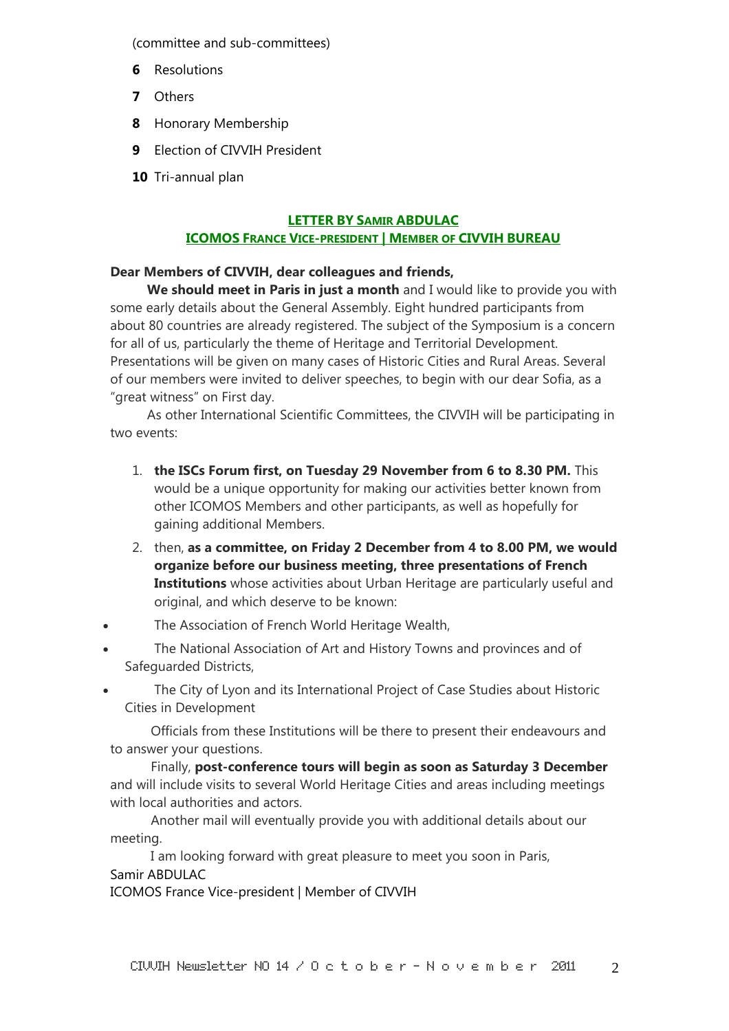(committee and sub-committees)

**6** Resolutions

**7** Others

**8** Honorary Membership

**9** Election of CIVVIH President

**10** Tri-annual plan

## LETTER BY SAMIR ABDULAC
### ICOMOS FRANCE VICE-PRESIDENT | MEMBER OF CIVVIH BUREAU

**Dear Members of CIVVIH, dear colleagues and friends,**

**We should meet in Paris in just a month** and I would like to provide you with some early details about the General Assembly. Eight hundred participants from about 80 countries are already registered. The subject of the Symposium is a concern for all of us, particularly the theme of Heritage and Territorial Development. Presentations will be given on many cases of Historic Cities and Rural Areas. Several of our members were invited to deliver speeches, to begin with our dear Sofia, as a "great witness" on First day.

As other International Scientific Committees, the CIVVIH will be participating in two events:

1. **the ISCs Forum first, on Tuesday 29 November from 6 to 8.30 PM.** This would be a unique opportunity for making our activities better known from other ICOMOS Members and other participants, as well as hopefully for gaining additional Members.
2. then, **as a committee, on Friday 2 December from 4 to 8.00 PM, we would organize before our business meeting, three presentations of French Institutions** whose activities about Urban Heritage are particularly useful and original, and which deserve to be known:

- The Association of French World Heritage Wealth,
- The National Association of Art and History Towns and provinces and of Safeguarded Districts,
- The City of Lyon and its International Project of Case Studies about Historic Cities in Development

Officials from these Institutions will be there to present their endeavours and to answer your questions.

Finally, **post-conference tours will begin as soon as Saturday 3 December** and will include visits to several World Heritage Cities and areas including meetings with local authorities and actors.

Another mail will eventually provide you with additional details about our meeting.

I am looking forward with great pleasure to meet you soon in Paris,

Samir ABDULAC
ICOMOS France Vice-president | Member of CIVVIH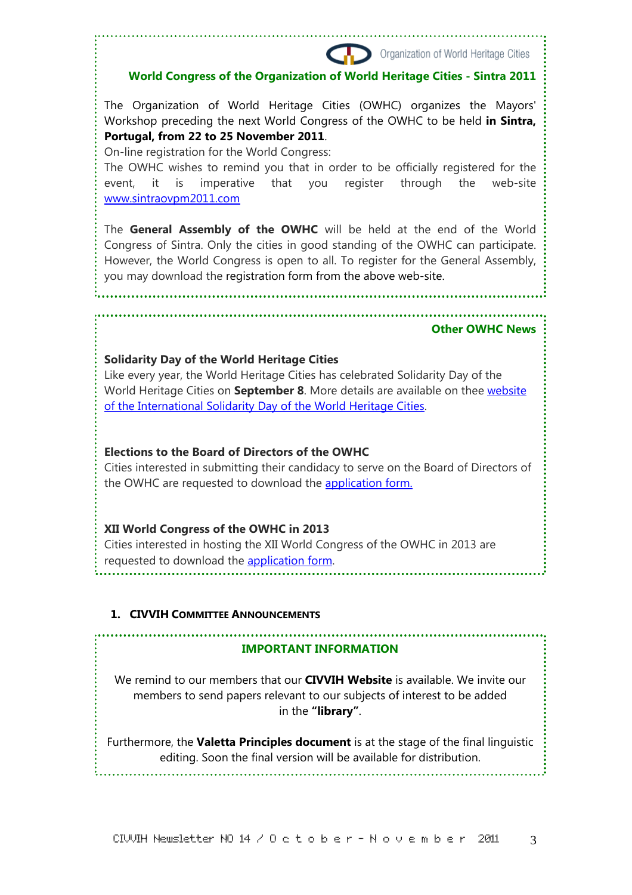Organization of World Heritage Cities

## World Congress of the Organization of World Heritage Cities - Sintra 2011

The Organization of World Heritage Cities (OWHC) organizes the Mayors' Workshop preceding the next World Congress of the OWHC to be held **in Sintra, Portugal, from 22 to 25 November 2011**.

On-line registration for the World Congress:

The OWHC wishes to remind you that in order to be officially registered for the event, it is imperative that you register through the web-site [www.sintraovpm2011.com](www.sintraovpm2011.com)

The **General Assembly of the OWHC** will be held at the end of the World Congress of Sintra. Only the cities in good standing of the OWHC can participate. However, the World Congress is open to all. To register for the General Assembly, you may download the registration form from the above web-site.

## Other OWHC News

### Solidarity Day of the World Heritage Cities

Like every year, the World Heritage Cities has celebrated Solidarity Day of the World Heritage Cities on **September 8**. More details are available on thee website of the International Solidarity Day of the World Heritage Cities.

### Elections to the Board of Directors of the OWHC

Cities interested in submitting their candidacy to serve on the Board of Directors of the OWHC are requested to download the application form.

### XII World Congress of the OWHC in 2013

Cities interested in hosting the XII World Congress of the OWHC in 2013 are requested to download the application form.

# 1. CIVVIH Committee Announcements

## IMPORTANT INFORMATION

We remind to our members that our **CIVVIH Website** is available. We invite our members to send papers relevant to our subjects of interest to be added in the **"library"**.

Furthermore, the **Valetta Principles document** is at the stage of the final linguistic editing. Soon the final version will be available for distribution.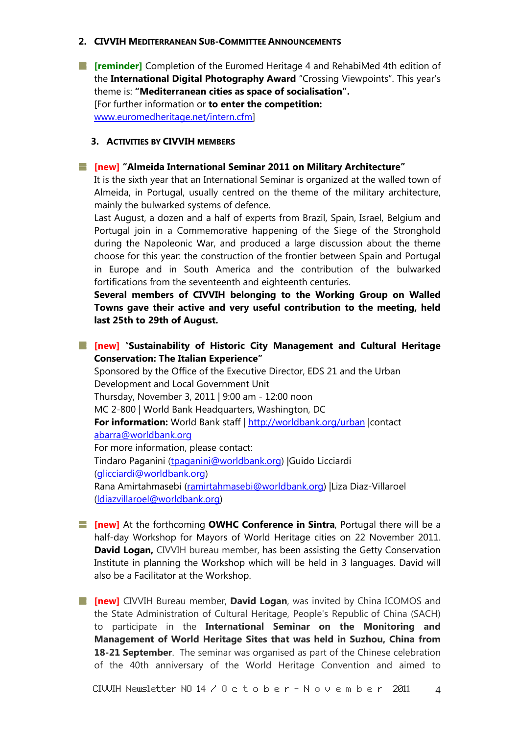## 2. CIVVIH Mediterranean Sub-Committee Announcements

- **[reminder]** Completion of the Euromed Heritage 4 and RehabiMed 4th edition of the **International Digital Photography Award** “Crossing Viewpoints”. This year’s theme is: **“Mediterranean cities as space of socialisation”.**
  [For further information or **to enter the competition:** www.euromedheritage.net/intern.cfm]

## 3. Activities by CIVVIH members

- **[new] “Almeida International Seminar 2011 on Military Architecture”**
  It is the sixth year that an International Seminar is organized at the walled town of Almeida, in Portugal, usually centred on the theme of the military architecture, mainly the bulwarked systems of defence.
  Last August, a dozen and a half of experts from Brazil, Spain, Israel, Belgium and Portugal join in a Commemorative happening of the Siege of the Stronghold during the Napoleonic War, and produced a large discussion about the theme choose for this year: the construction of the frontier between Spain and Portugal in Europe and in South America and the contribution of the bulwarked fortifications from the seventeenth and eighteenth centuries.
  **Several members of CIVVIH belonging to the Working Group on Walled Towns gave their active and very useful contribution to the meeting, held last 25th to 29th of August.**

- **[new]** “**Sustainability of Historic City Management and Cultural Heritage Conservation: The Italian Experience”**
  Sponsored by the Office of the Executive Director, EDS 21 and the Urban Development and Local Government Unit
  Thursday, November 3, 2011 | 9:00 am - 12:00 noon
  MC 2-800 | World Bank Headquarters, Washington, DC
  **For information:** World Bank staff | http://worldbank.org/urban |contact abarra@worldbank.org
  For more information, please contact:
  Tindaro Paganini (tpaganini@worldbank.org) |Guido Licciardi (glicciardi@worldbank.org)
  Rana Amirtahmasebi (ramirtahmasebi@worldbank.org) |Liza Diaz-Villaroel (ldiazvillaroel@worldbank.org)

- **[new]** At the forthcoming **OWHC Conference in Sintra**, Portugal there will be a half-day Workshop for Mayors of World Heritage cities on 22 November 2011. **David Logan,** CIVVIH bureau member, has been assisting the Getty Conservation Institute in planning the Workshop which will be held in 3 languages. David will also be a Facilitator at the Workshop.

- **[new]** CIVVIH Bureau member, **David Logan**, was invited by China ICOMOS and the State Administration of Cultural Heritage, People's Republic of China (SACH) to participate in the **International Seminar on the Monitoring and Management of World Heritage Sites that was held in Suzhou, China from 18-21 September**. The seminar was organised as part of the Chinese celebration of the 40th anniversary of the World Heritage Convention and aimed to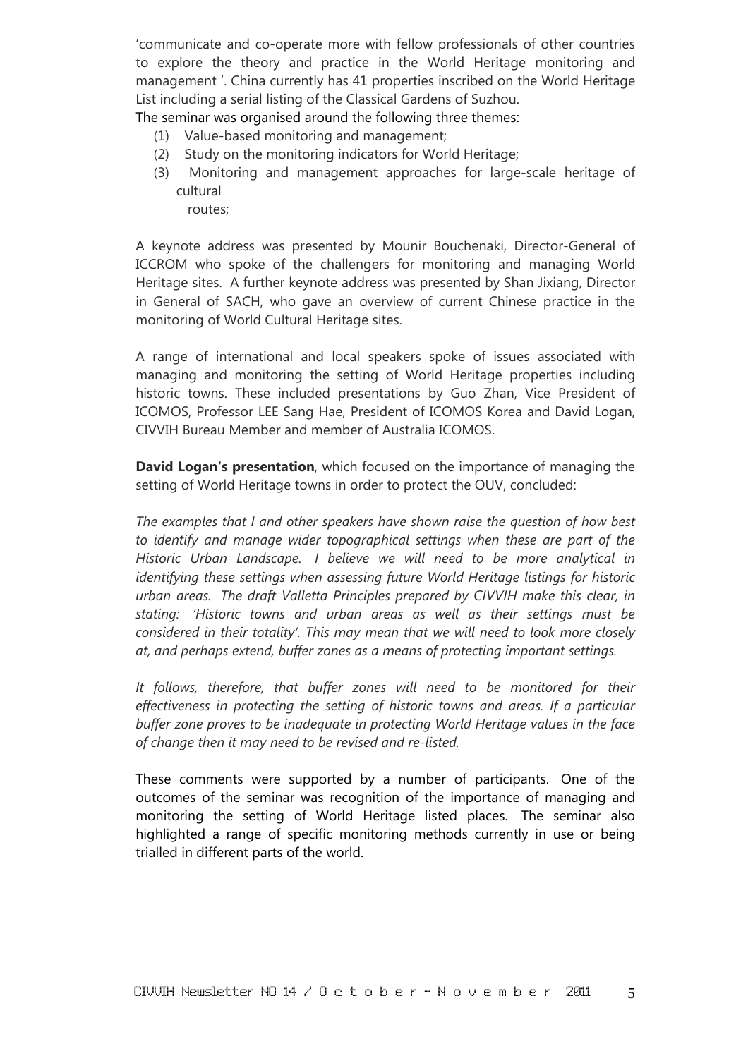'communicate and co-operate more with fellow professionals of other countries to explore the theory and practice in the World Heritage monitoring and management '. China currently has 41 properties inscribed on the World Heritage List including a serial listing of the Classical Gardens of Suzhou.

The seminar was organised around the following three themes:

(1) Value-based monitoring and management;
(2) Study on the monitoring indicators for World Heritage;
(3) Monitoring and management approaches for large-scale heritage of cultural routes;

A keynote address was presented by Mounir Bouchenaki, Director-General of ICCROM who spoke of the challengers for monitoring and managing World Heritage sites. A further keynote address was presented by Shan Jixiang, Director in General of SACH, who gave an overview of current Chinese practice in the monitoring of World Cultural Heritage sites.

A range of international and local speakers spoke of issues associated with managing and monitoring the setting of World Heritage properties including historic towns. These included presentations by Guo Zhan, Vice President of ICOMOS, Professor LEE Sang Hae, President of ICOMOS Korea and David Logan, CIVVIH Bureau Member and member of Australia ICOMOS.

**David Logan's presentation**, which focused on the importance of managing the setting of World Heritage towns in order to protect the OUV, concluded:

*The examples that I and other speakers have shown raise the question of how best to identify and manage wider topographical settings when these are part of the Historic Urban Landscape. I believe we will need to be more analytical in identifying these settings when assessing future World Heritage listings for historic urban areas. The draft Valletta Principles prepared by CIVVIH make this clear, in stating: 'Historic towns and urban areas as well as their settings must be considered in their totality'. This may mean that we will need to look more closely at, and perhaps extend, buffer zones as a means of protecting important settings.*

*It follows, therefore, that buffer zones will need to be monitored for their effectiveness in protecting the setting of historic towns and areas. If a particular buffer zone proves to be inadequate in protecting World Heritage values in the face of change then it may need to be revised and re-listed.*

These comments were supported by a number of participants. One of the outcomes of the seminar was recognition of the importance of managing and monitoring the setting of World Heritage listed places. The seminar also highlighted a range of specific monitoring methods currently in use or being trialled in different parts of the world.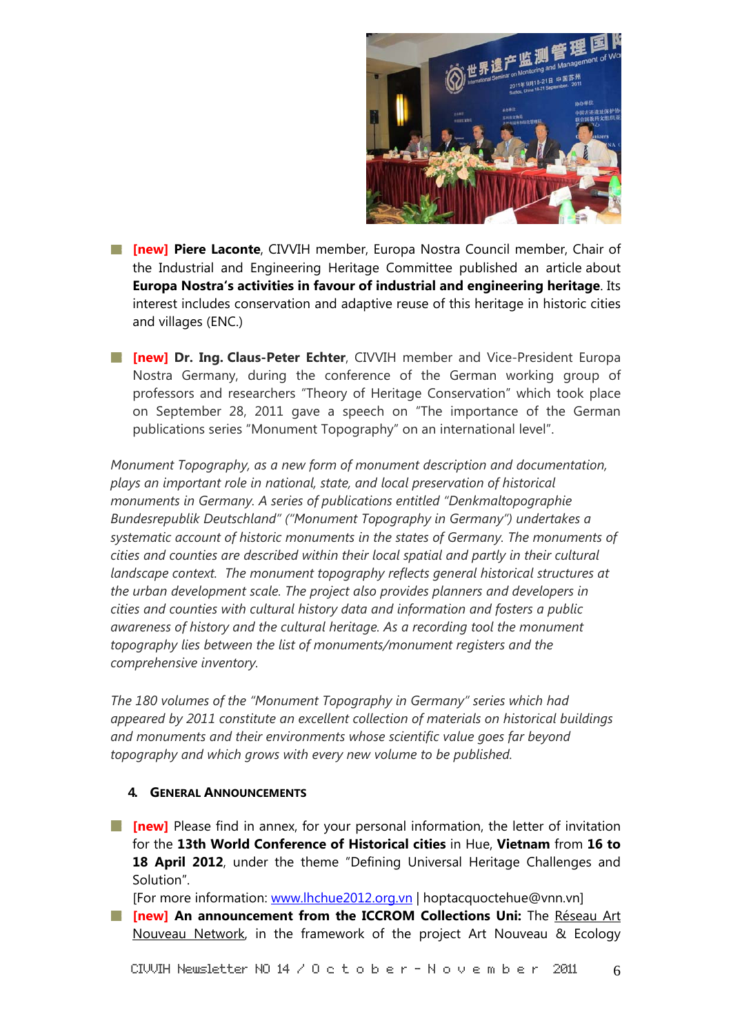- **[new] Piere Laconte**, CIVVIH member, Europa Nostra Council member, Chair of the Industrial and Engineering Heritage Committee published an article about **Europa Nostra's activities in favour of industrial and engineering heritage**. Its interest includes conservation and adaptive reuse of this heritage in historic cities and villages (ENC.)

- **[new] Dr. Ing. Claus-Peter Echter**, CIVVIH member and Vice-President Europa Nostra Germany, during the conference of the German working group of professors and researchers "Theory of Heritage Conservation" which took place on September 28, 2011 gave a speech on "The importance of the German publications series "Monument Topography" on an international level".

*Monument Topography, as a new form of monument description and documentation, plays an important role in national, state, and local preservation of historical monuments in Germany. A series of publications entitled "Denkmaltopographie Bundesrepublik Deutschland" ("Monument Topography in Germany") undertakes a systematic account of historic monuments in the states of Germany. The monuments of cities and counties are described within their local spatial and partly in their cultural landscape context. The monument topography reflects general historical structures at the urban development scale. The project also provides planners and developers in cities and counties with cultural history data and information and fosters a public awareness of history and the cultural heritage. As a recording tool the monument topography lies between the list of monuments/monument registers and the comprehensive inventory.*

*The 180 volumes of the "Monument Topography in Germany" series which had appeared by 2011 constitute an excellent collection of materials on historical buildings and monuments and their environments whose scientific value goes far beyond topography and which grows with every new volume to be published.*

## 4. General Announcements

- **[new]** Please find in annex, for your personal information, the letter of invitation for the **13th World Conference of Historical cities** in Hue, **Vietnam** from **16 to 18 April 2012**, under the theme "Defining Universal Heritage Challenges and Solution".
  [For more information: www.lhchue2012.org.vn | hoptacquoctehue@vnn.vn]
- **[new] An announcement from the ICCROM Collections Uni:** The Réseau Art Nouveau Network, in the framework of the project Art Nouveau & Ecology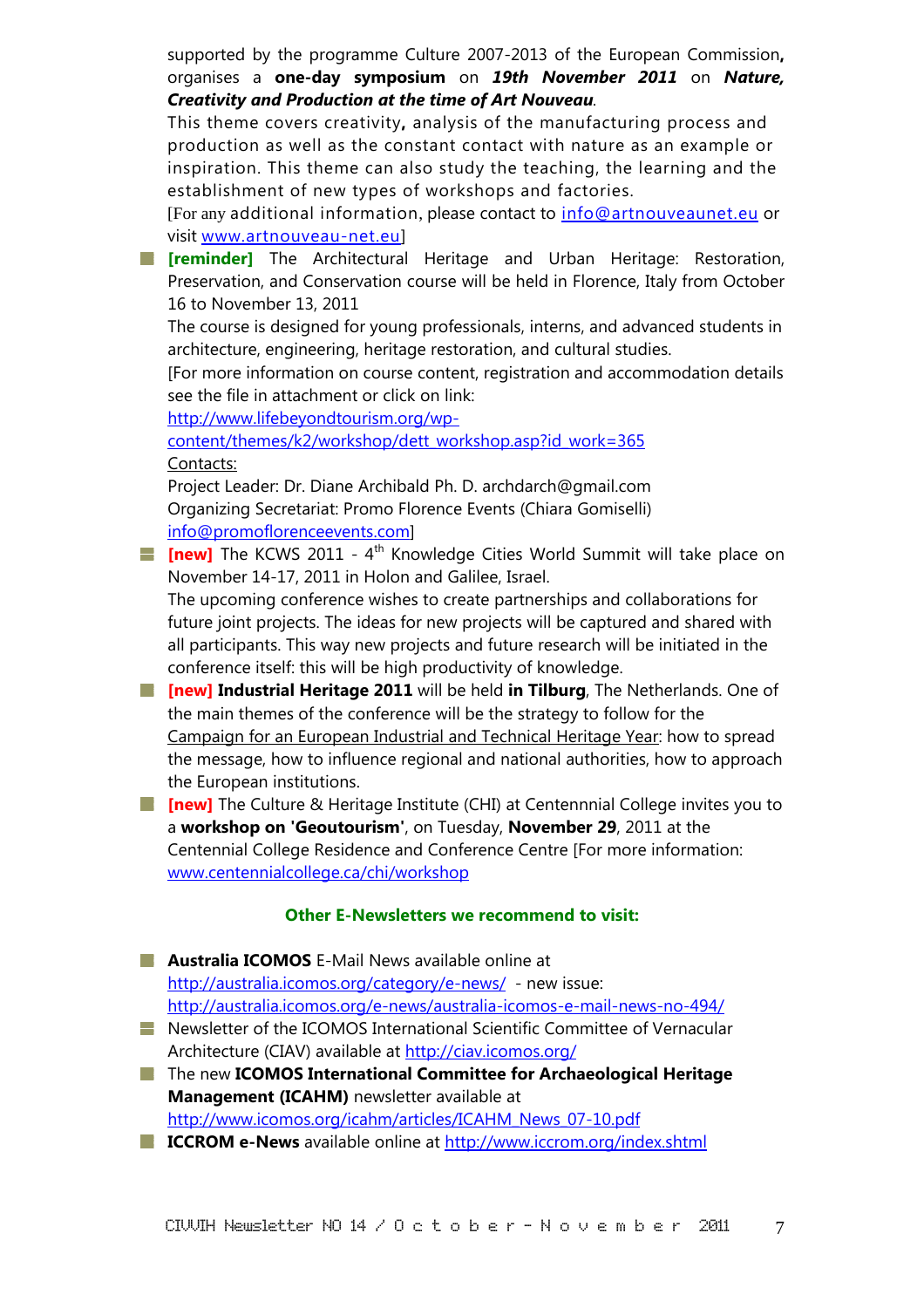supported by the programme Culture 2007-2013 of the European Commission**,** organises a **one-day symposium** on ***19th November 2011*** on ***Nature, Creativity and Production at the time of Art Nouveau***.

This theme covers creativity**,** analysis of the manufacturing process and production as well as the constant contact with nature as an example or inspiration. This theme can also study the teaching, the learning and the establishment of new types of workshops and factories.

[For any additional information, please contact to info@artnouveaunet.eu or visit www.artnouveau-net.eu]

- **[reminder]** The Architectural Heritage and Urban Heritage: Restoration, Preservation, and Conservation course will be held in Florence, Italy from October 16 to November 13, 2011

  The course is designed for young professionals, interns, and advanced students in architecture, engineering, heritage restoration, and cultural studies.

  [For more information on course content, registration and accommodation details see the file in attachment or click on link:
  http://www.lifebeyondtourism.org/wp-content/themes/k2/workshop/dett_workshop.asp?id_work=365

  Contacts:

  Project Leader: Dr. Diane Archibald Ph. D. archdarch@gmail.com

  Organizing Secretariat: Promo Florence Events (Chiara Gomiselli)
  info@promoflorenceevents.com]

- **[new]** The KCWS 2011 - 4th Knowledge Cities World Summit will take place on November 14-17, 2011 in Holon and Galilee, Israel.

  The upcoming conference wishes to create partnerships and collaborations for future joint projects. The ideas for new projects will be captured and shared with all participants. This way new projects and future research will be initiated in the conference itself: this will be high productivity of knowledge.

- **[new] Industrial Heritage 2011** will be held **in Tilburg**, The Netherlands. One of the main themes of the conference will be the strategy to follow for the Campaign for an European Industrial and Technical Heritage Year: how to spread the message, how to influence regional and national authorities, how to approach the European institutions.

- **[new]** The Culture & Heritage Institute (CHI) at Centennnial College invites you to a **workshop on 'Geoutourism'**, on Tuesday, **November 29**, 2011 at the Centennial College Residence and Conference Centre [For more information: www.centennialcollege.ca/chi/workshop

## Other E-Newsletters we recommend to visit:

- **Australia ICOMOS** E-Mail News available online at http://australia.icomos.org/category/e-news/ - new issue: http://australia.icomos.org/e-news/australia-icomos-e-mail-news-no-494/
- Newsletter of the ICOMOS International Scientific Committee of Vernacular Architecture (CIAV) available at http://ciav.icomos.org/
- The new **ICOMOS International Committee for Archaeological Heritage Management (ICAHM)** newsletter available at http://www.icomos.org/icahm/articles/ICAHM_News_07-10.pdf
- **ICCROM e-News** available online at http://www.iccrom.org/index.shtml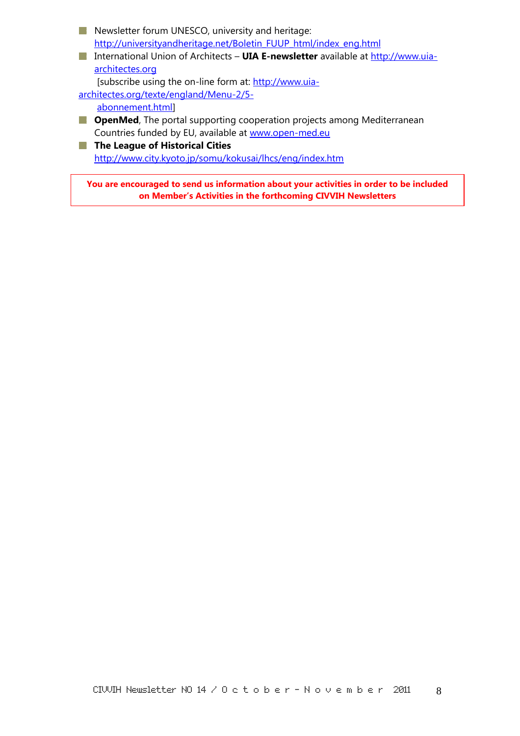- Newsletter forum UNESCO, university and heritage: http://universityandheritage.net/Boletin_FUUP_html/index_eng.html
- International Union of Architects – **UIA E-newsletter** available at http://www.uia-architectes.org
  [subscribe using the on-line form at: http://www.uia-architectes.org/texte/england/Menu-2/5-abonnement.html]
- **OpenMed**, The portal supporting cooperation projects among Mediterranean Countries funded by EU, available at www.open-med.eu
- **The League of Historical Cities**
  http://www.city.kyoto.jp/somu/kokusai/lhcs/eng/index.htm

**You are encouraged to send us information about your activities in order to be included on Member's Activities in the forthcoming CIVVIH Newsletters**